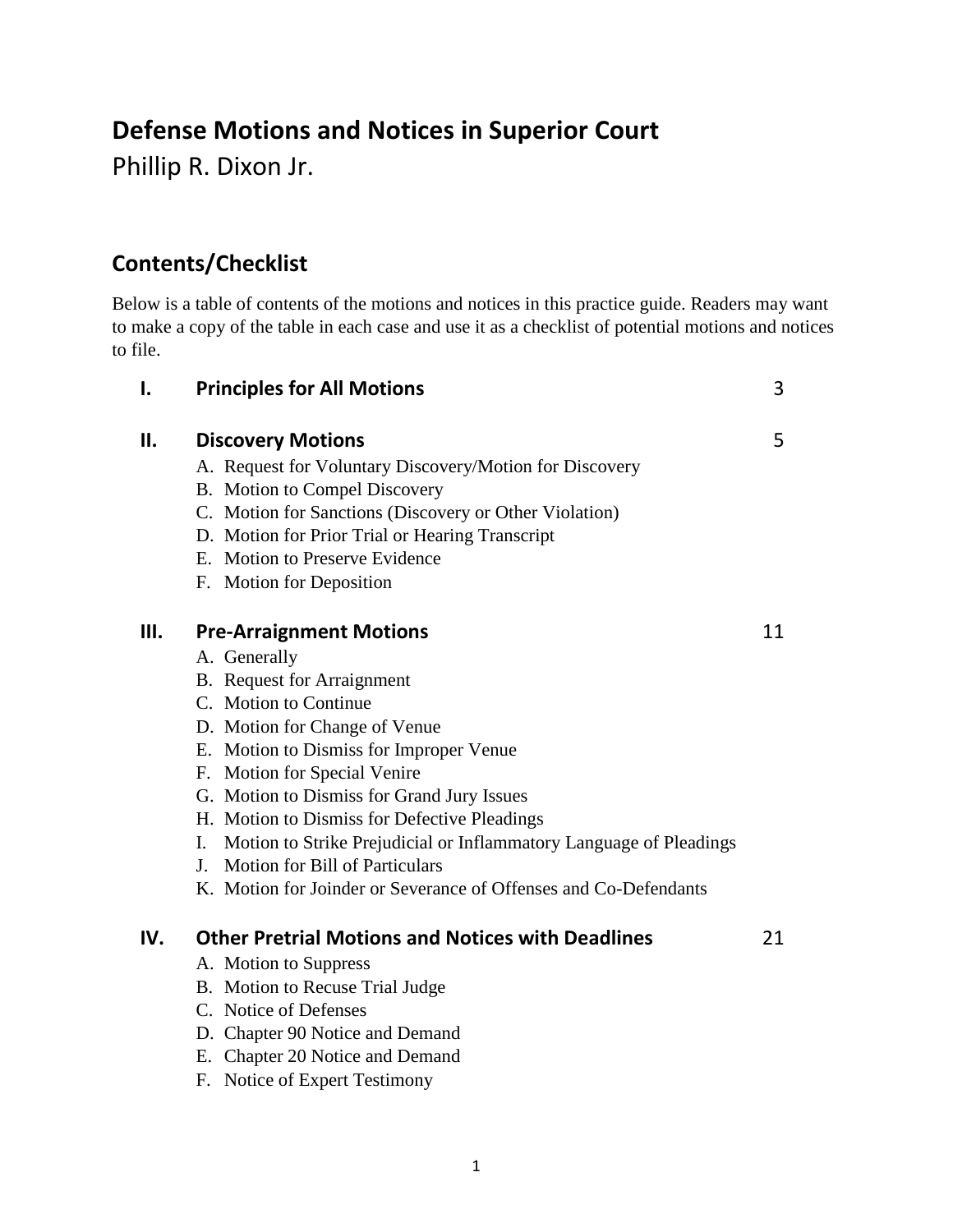# Defense Motions and Notices in Superior Court

Phillip R. Dixon Jr.

## Contents/Checklist

Below is a table of contents of the motions and notices in this practice guide. Readers may want to make a copy of the table in each case and use it as a checklist of potential motions and notices to file.

**I. Principles for All Motions** — 3

**II. Discovery Motions** — 5

- A. Request for Voluntary Discovery/Motion for Discovery
- B. Motion to Compel Discovery
- C. Motion for Sanctions (Discovery or Other Violation)
- D. Motion for Prior Trial or Hearing Transcript
- E. Motion to Preserve Evidence
- F. Motion for Deposition

**III. Pre-Arraignment Motions** — 11

- A. Generally
- B. Request for Arraignment
- C. Motion to Continue
- D. Motion for Change of Venue
- E. Motion to Dismiss for Improper Venue
- F. Motion for Special Venire
- G. Motion to Dismiss for Grand Jury Issues
- H. Motion to Dismiss for Defective Pleadings
- I. Motion to Strike Prejudicial or Inflammatory Language of Pleadings
- J. Motion for Bill of Particulars
- K. Motion for Joinder or Severance of Offenses and Co-Defendants

**IV. Other Pretrial Motions and Notices with Deadlines** — 21

- A. Motion to Suppress
- B. Motion to Recuse Trial Judge
- C. Notice of Defenses
- D. Chapter 90 Notice and Demand
- E. Chapter 20 Notice and Demand
- F. Notice of Expert Testimony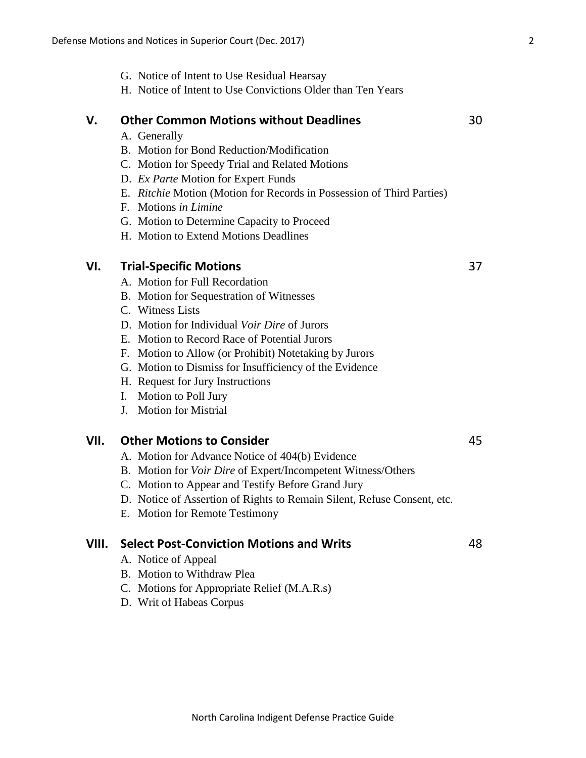G. Notice of Intent to Use Residual Hearsay
H. Notice of Intent to Use Convictions Older than Ten Years

## V. Other Common Motions without Deadlines — 30

A. Generally
B. Motion for Bond Reduction/Modification
C. Motion for Speedy Trial and Related Motions
D. *Ex Parte* Motion for Expert Funds
E. *Ritchie* Motion (Motion for Records in Possession of Third Parties)
F. Motions *in Limine*
G. Motion to Determine Capacity to Proceed
H. Motion to Extend Motions Deadlines

## VI. Trial-Specific Motions — 37

A. Motion for Full Recordation
B. Motion for Sequestration of Witnesses
C. Witness Lists
D. Motion for Individual *Voir Dire* of Jurors
E. Motion to Record Race of Potential Jurors
F. Motion to Allow (or Prohibit) Notetaking by Jurors
G. Motion to Dismiss for Insufficiency of the Evidence
H. Request for Jury Instructions
I. Motion to Poll Jury
J. Motion for Mistrial

## VII. Other Motions to Consider — 45

A. Motion for Advance Notice of 404(b) Evidence
B. Motion for *Voir Dire* of Expert/Incompetent Witness/Others
C. Motion to Appear and Testify Before Grand Jury
D. Notice of Assertion of Rights to Remain Silent, Refuse Consent, etc.
E. Motion for Remote Testimony

## VIII. Select Post-Conviction Motions and Writs — 48

A. Notice of Appeal
B. Motion to Withdraw Plea
C. Motions for Appropriate Relief (M.A.R.s)
D. Writ of Habeas Corpus